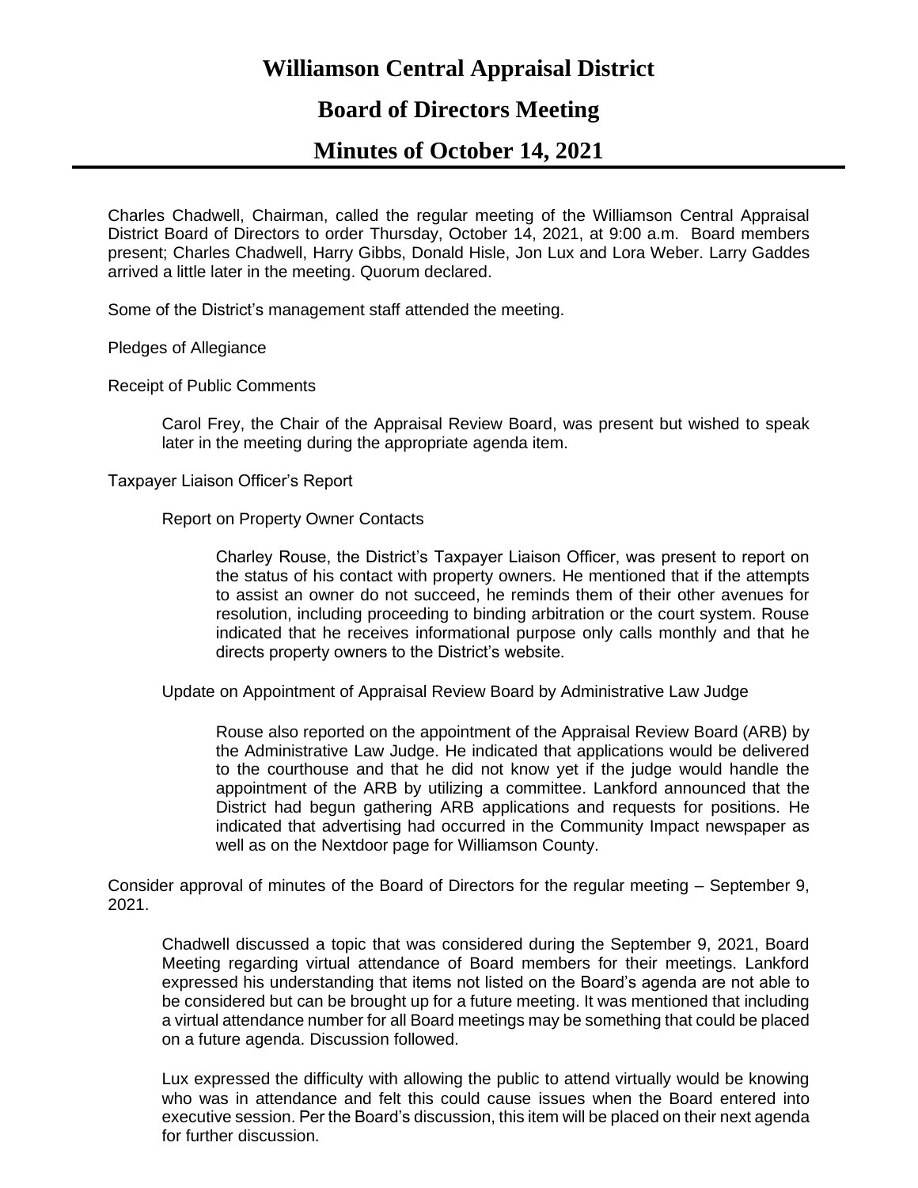# Williamson Central Appraisal District

# Board of Directors Meeting

# Minutes of October 14, 2021

Charles Chadwell, Chairman, called the regular meeting of the Williamson Central Appraisal District Board of Directors to order Thursday, October 14, 2021, at 9:00 a.m. Board members present; Charles Chadwell, Harry Gibbs, Donald Hisle, Jon Lux and Lora Weber. Larry Gaddes arrived a little later in the meeting. Quorum declared.

Some of the District's management staff attended the meeting.

Pledges of Allegiance

Receipt of Public Comments

> Carol Frey, the Chair of the Appraisal Review Board, was present but wished to speak later in the meeting during the appropriate agenda item.

Taxpayer Liaison Officer's Report

> Report on Property Owner Contacts
>
> > Charley Rouse, the District's Taxpayer Liaison Officer, was present to report on the status of his contact with property owners. He mentioned that if the attempts to assist an owner do not succeed, he reminds them of their other avenues for resolution, including proceeding to binding arbitration or the court system. Rouse indicated that he receives informational purpose only calls monthly and that he directs property owners to the District's website.
>
> Update on Appointment of Appraisal Review Board by Administrative Law Judge
>
> > Rouse also reported on the appointment of the Appraisal Review Board (ARB) by the Administrative Law Judge. He indicated that applications would be delivered to the courthouse and that he did not know yet if the judge would handle the appointment of the ARB by utilizing a committee. Lankford announced that the District had begun gathering ARB applications and requests for positions. He indicated that advertising had occurred in the Community Impact newspaper as well as on the Nextdoor page for Williamson County.

Consider approval of minutes of the Board of Directors for the regular meeting – September 9, 2021.

> Chadwell discussed a topic that was considered during the September 9, 2021, Board Meeting regarding virtual attendance of Board members for their meetings. Lankford expressed his understanding that items not listed on the Board's agenda are not able to be considered but can be brought up for a future meeting. It was mentioned that including a virtual attendance number for all Board meetings may be something that could be placed on a future agenda. Discussion followed.
>
> Lux expressed the difficulty with allowing the public to attend virtually would be knowing who was in attendance and felt this could cause issues when the Board entered into executive session. Per the Board's discussion, this item will be placed on their next agenda for further discussion.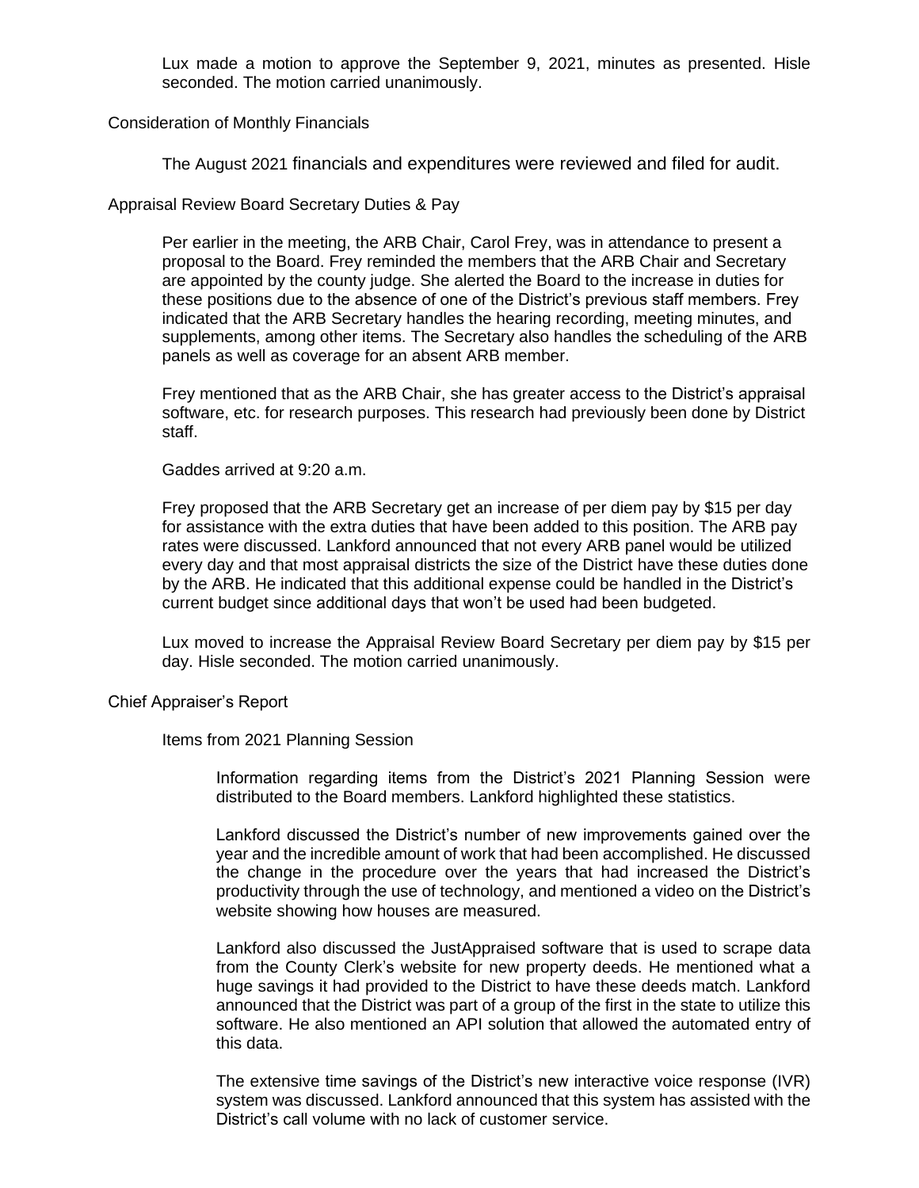Lux made a motion to approve the September 9, 2021, minutes as presented. Hisle seconded. The motion carried unanimously.

## Consideration of Monthly Financials

The August 2021 financials and expenditures were reviewed and filed for audit.

## Appraisal Review Board Secretary Duties & Pay

Per earlier in the meeting, the ARB Chair, Carol Frey, was in attendance to present a proposal to the Board. Frey reminded the members that the ARB Chair and Secretary are appointed by the county judge. She alerted the Board to the increase in duties for these positions due to the absence of one of the District's previous staff members. Frey indicated that the ARB Secretary handles the hearing recording, meeting minutes, and supplements, among other items. The Secretary also handles the scheduling of the ARB panels as well as coverage for an absent ARB member.

Frey mentioned that as the ARB Chair, she has greater access to the District's appraisal software, etc. for research purposes. This research had previously been done by District staff.

Gaddes arrived at 9:20 a.m.

Frey proposed that the ARB Secretary get an increase of per diem pay by $15 per day for assistance with the extra duties that have been added to this position. The ARB pay rates were discussed. Lankford announced that not every ARB panel would be utilized every day and that most appraisal districts the size of the District have these duties done by the ARB. He indicated that this additional expense could be handled in the District's current budget since additional days that won't be used had been budgeted.

Lux moved to increase the Appraisal Review Board Secretary per diem pay by $15 per day. Hisle seconded. The motion carried unanimously.

## Chief Appraiser's Report

### Items from 2021 Planning Session

Information regarding items from the District's 2021 Planning Session were distributed to the Board members. Lankford highlighted these statistics.

Lankford discussed the District's number of new improvements gained over the year and the incredible amount of work that had been accomplished. He discussed the change in the procedure over the years that had increased the District's productivity through the use of technology, and mentioned a video on the District's website showing how houses are measured.

Lankford also discussed the JustAppraised software that is used to scrape data from the County Clerk's website for new property deeds. He mentioned what a huge savings it had provided to the District to have these deeds match. Lankford announced that the District was part of a group of the first in the state to utilize this software. He also mentioned an API solution that allowed the automated entry of this data.

The extensive time savings of the District's new interactive voice response (IVR) system was discussed. Lankford announced that this system has assisted with the District's call volume with no lack of customer service.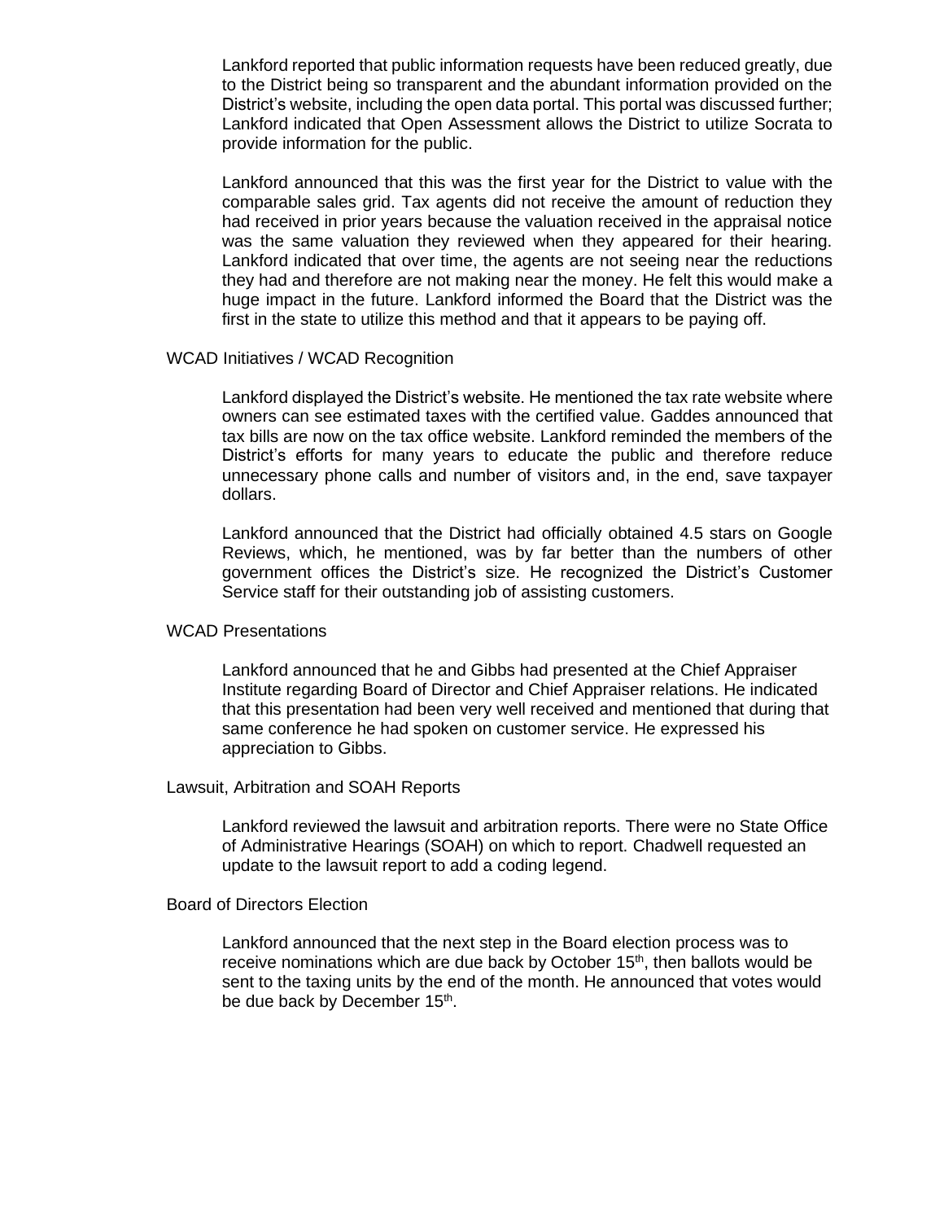Lankford reported that public information requests have been reduced greatly, due to the District being so transparent and the abundant information provided on the District's website, including the open data portal. This portal was discussed further; Lankford indicated that Open Assessment allows the District to utilize Socrata to provide information for the public.

Lankford announced that this was the first year for the District to value with the comparable sales grid. Tax agents did not receive the amount of reduction they had received in prior years because the valuation received in the appraisal notice was the same valuation they reviewed when they appeared for their hearing. Lankford indicated that over time, the agents are not seeing near the reductions they had and therefore are not making near the money. He felt this would make a huge impact in the future. Lankford informed the Board that the District was the first in the state to utilize this method and that it appears to be paying off.

WCAD Initiatives / WCAD Recognition

Lankford displayed the District's website. He mentioned the tax rate website where owners can see estimated taxes with the certified value. Gaddes announced that tax bills are now on the tax office website. Lankford reminded the members of the District's efforts for many years to educate the public and therefore reduce unnecessary phone calls and number of visitors and, in the end, save taxpayer dollars.

Lankford announced that the District had officially obtained 4.5 stars on Google Reviews, which, he mentioned, was by far better than the numbers of other government offices the District's size. He recognized the District's Customer Service staff for their outstanding job of assisting customers.

WCAD Presentations

Lankford announced that he and Gibbs had presented at the Chief Appraiser Institute regarding Board of Director and Chief Appraiser relations. He indicated that this presentation had been very well received and mentioned that during that same conference he had spoken on customer service. He expressed his appreciation to Gibbs.

Lawsuit, Arbitration and SOAH Reports

Lankford reviewed the lawsuit and arbitration reports. There were no State Office of Administrative Hearings (SOAH) on which to report. Chadwell requested an update to the lawsuit report to add a coding legend.

Board of Directors Election

Lankford announced that the next step in the Board election process was to receive nominations which are due back by October 15th, then ballots would be sent to the taxing units by the end of the month. He announced that votes would be due back by December 15th.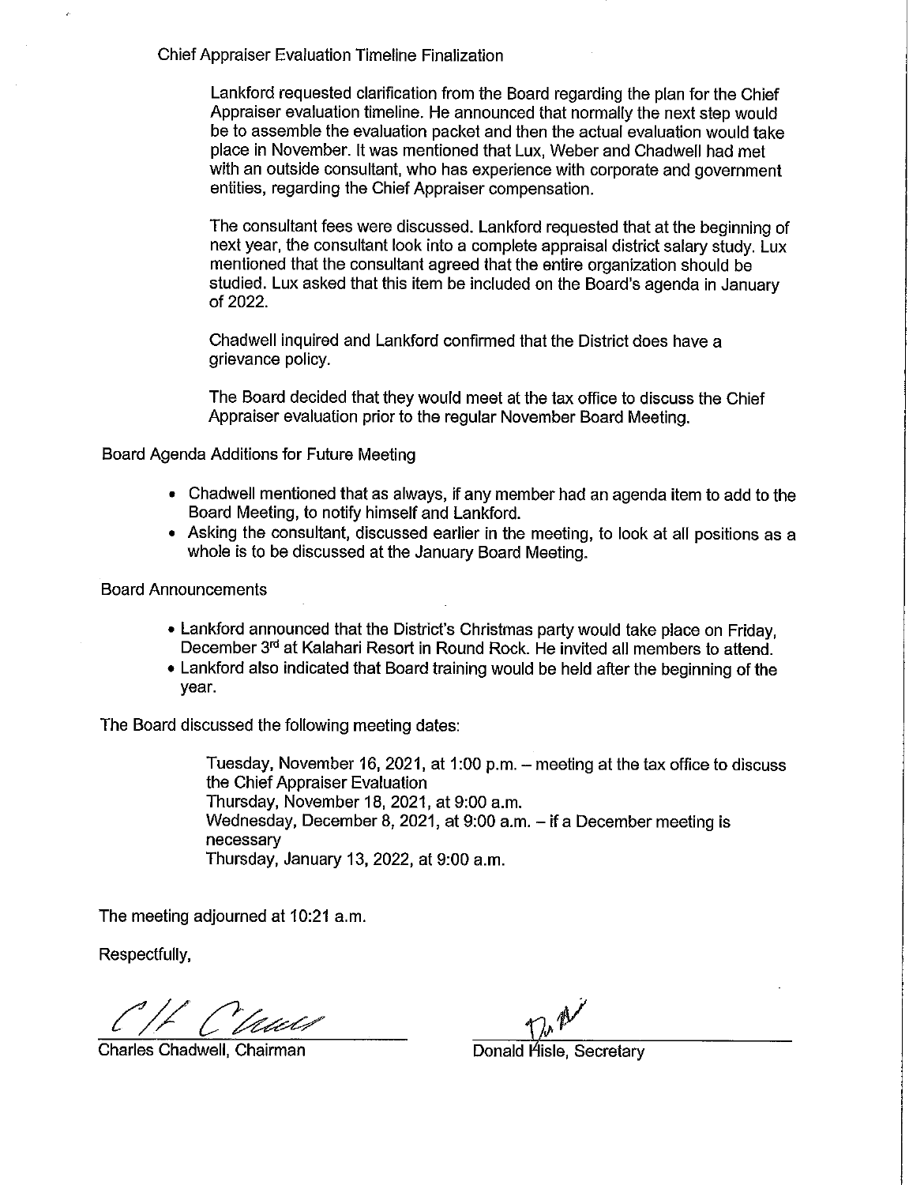Chief Appraiser Evaluation Timeline Finalization

Lankford requested clarification from the Board regarding the plan for the Chief Appraiser evaluation timeline. He announced that normally the next step would be to assemble the evaluation packet and then the actual evaluation would take place in November. It was mentioned that Lux, Weber and Chadwell had met with an outside consultant, who has experience with corporate and government entities, regarding the Chief Appraiser compensation.

The consultant fees were discussed. Lankford requested that at the beginning of next year, the consultant look into a complete appraisal district salary study. Lux mentioned that the consultant agreed that the entire organization should be studied. Lux asked that this item be included on the Board's agenda in January of 2022.

Chadwell inquired and Lankford confirmed that the District does have a grievance policy.

The Board decided that they would meet at the tax office to discuss the Chief Appraiser evaluation prior to the regular November Board Meeting.

Board Agenda Additions for Future Meeting

- Chadwell mentioned that as always, if any member had an agenda item to add to the Board Meeting, to notify himself and Lankford.
- Asking the consultant, discussed earlier in the meeting, to look at all positions as a whole is to be discussed at the January Board Meeting.

Board Announcements

- Lankford announced that the District's Christmas party would take place on Friday, December 3rd at Kalahari Resort in Round Rock. He invited all members to attend.
- Lankford also indicated that Board training would be held after the beginning of the year.

The Board discussed the following meeting dates:

Tuesday, November 16, 2021, at 1:00 p.m. – meeting at the tax office to discuss the Chief Appraiser Evaluation
Thursday, November 18, 2021, at 9:00 a.m.
Wednesday, December 8, 2021, at 9:00 a.m. – if a December meeting is necessary
Thursday, January 13, 2022, at 9:00 a.m.

The meeting adjourned at 10:21 a.m.

Respectfully,

Charles Chadwell, Chairman

Donald Hisle, Secretary